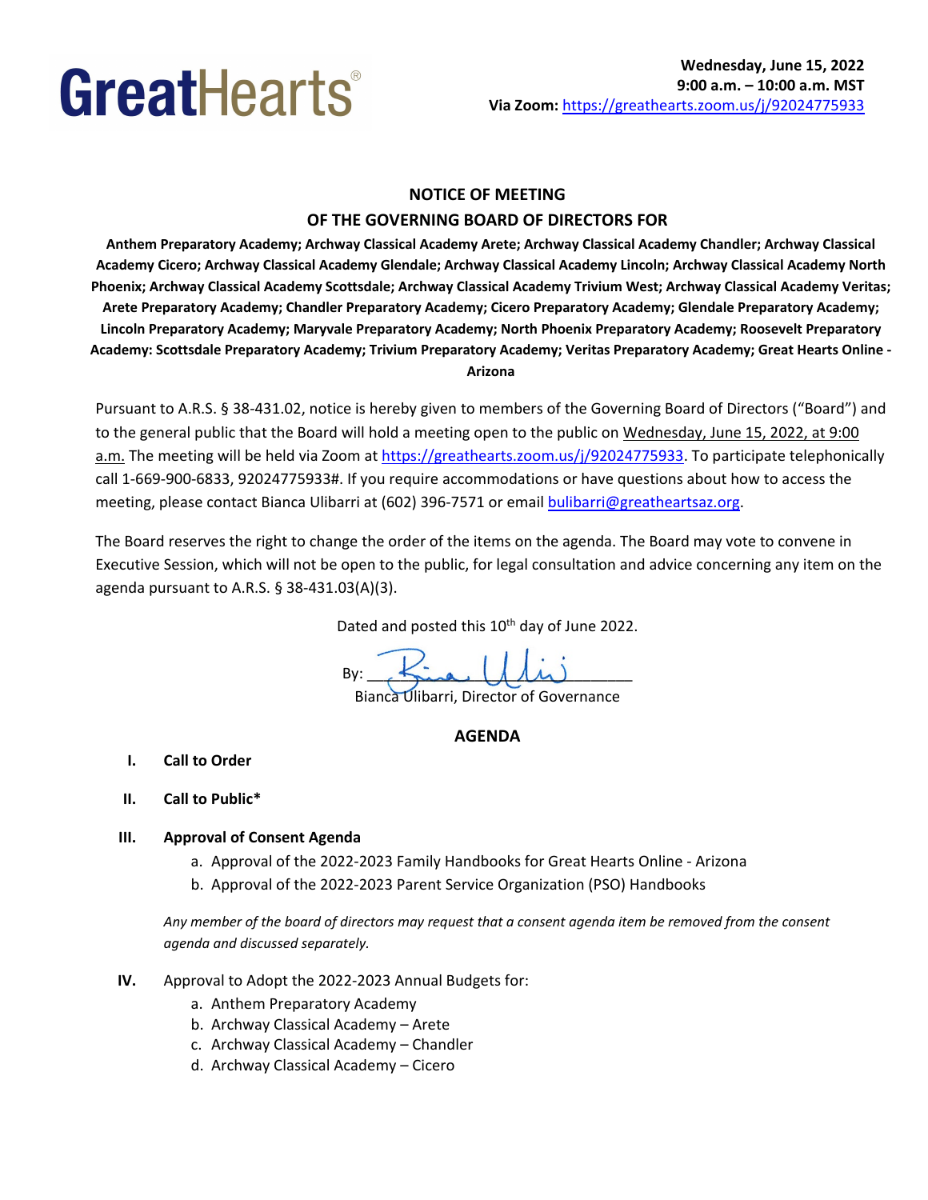GreatHearts®

**Wednesday, June 15, 2022**
**9:00 a.m. – 10:00 a.m. MST**
**Via Zoom:** https://greathearts.zoom.us/j/92024775933

## NOTICE OF MEETING
## OF THE GOVERNING BOARD OF DIRECTORS FOR

**Anthem Preparatory Academy; Archway Classical Academy Arete; Archway Classical Academy Chandler; Archway Classical Academy Cicero; Archway Classical Academy Glendale; Archway Classical Academy Lincoln; Archway Classical Academy North Phoenix; Archway Classical Academy Scottsdale; Archway Classical Academy Trivium West; Archway Classical Academy Veritas; Arete Preparatory Academy; Chandler Preparatory Academy; Cicero Preparatory Academy; Glendale Preparatory Academy; Lincoln Preparatory Academy; Maryvale Preparatory Academy; North Phoenix Preparatory Academy; Roosevelt Preparatory Academy: Scottsdale Preparatory Academy; Trivium Preparatory Academy; Veritas Preparatory Academy; Great Hearts Online - Arizona**

Pursuant to A.R.S. § 38-431.02, notice is hereby given to members of the Governing Board of Directors ("Board") and to the general public that the Board will hold a meeting open to the public on Wednesday, June 15, 2022, at 9:00 a.m. The meeting will be held via Zoom at https://greathearts.zoom.us/j/92024775933. To participate telephonically call 1-669-900-6833, 92024775933#. If you require accommodations or have questions about how to access the meeting, please contact Bianca Ulibarri at (602) 396-7571 or email bulibarri@greatheartsaz.org.

The Board reserves the right to change the order of the items on the agenda. The Board may vote to convene in Executive Session, which will not be open to the public, for legal consultation and advice concerning any item on the agenda pursuant to A.R.S. § 38-431.03(A)(3).

Dated and posted this 10th day of June 2022.

By: ______________________
Bianca Ulibarri, Director of Governance

## AGENDA

**I. Call to Order**

**II. Call to Public***

**III. Approval of Consent Agenda**

a. Approval of the 2022-2023 Family Handbooks for Great Hearts Online - Arizona
b. Approval of the 2022-2023 Parent Service Organization (PSO) Handbooks

*Any member of the board of directors may request that a consent agenda item be removed from the consent agenda and discussed separately.*

**IV.** Approval to Adopt the 2022-2023 Annual Budgets for:

a. Anthem Preparatory Academy
b. Archway Classical Academy – Arete
c. Archway Classical Academy – Chandler
d. Archway Classical Academy – Cicero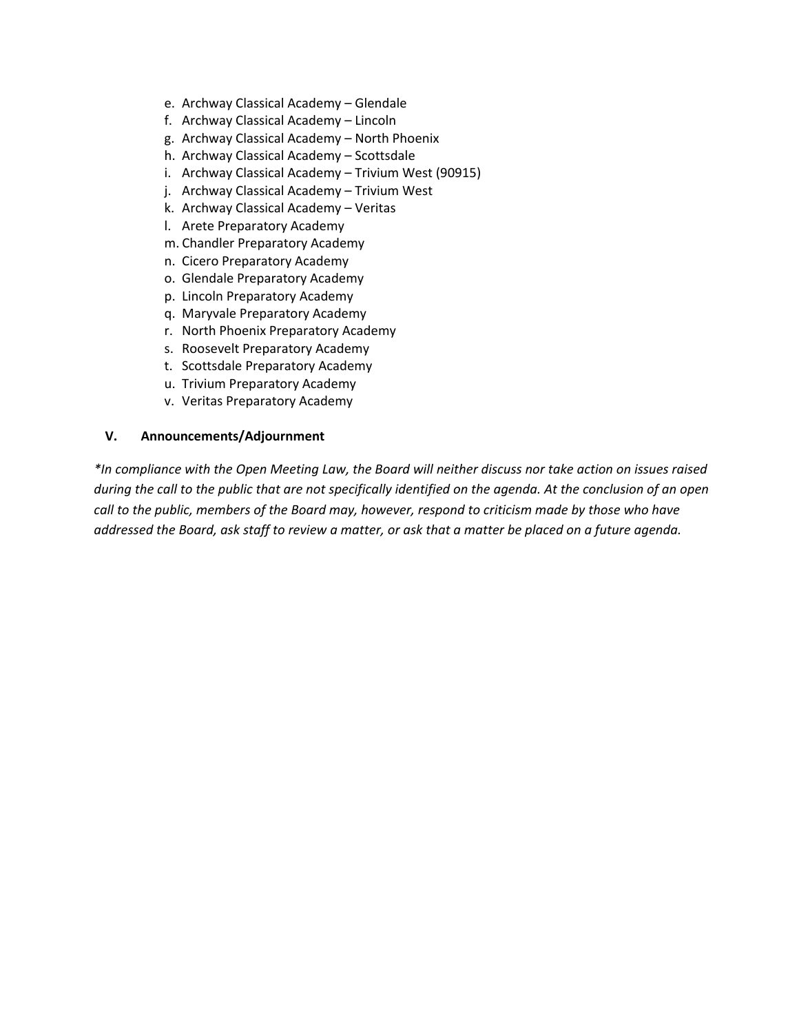e. Archway Classical Academy – Glendale
f. Archway Classical Academy – Lincoln
g. Archway Classical Academy – North Phoenix
h. Archway Classical Academy – Scottsdale
i. Archway Classical Academy – Trivium West (90915)
j. Archway Classical Academy – Trivium West
k. Archway Classical Academy – Veritas
l. Arete Preparatory Academy
m. Chandler Preparatory Academy
n. Cicero Preparatory Academy
o. Glendale Preparatory Academy
p. Lincoln Preparatory Academy
q. Maryvale Preparatory Academy
r. North Phoenix Preparatory Academy
s. Roosevelt Preparatory Academy
t. Scottsdale Preparatory Academy
u. Trivium Preparatory Academy
v. Veritas Preparatory Academy

**V. Announcements/Adjournment**

*\*In compliance with the Open Meeting Law, the Board will neither discuss nor take action on issues raised during the call to the public that are not specifically identified on the agenda. At the conclusion of an open call to the public, members of the Board may, however, respond to criticism made by those who have addressed the Board, ask staff to review a matter, or ask that a matter be placed on a future agenda.*